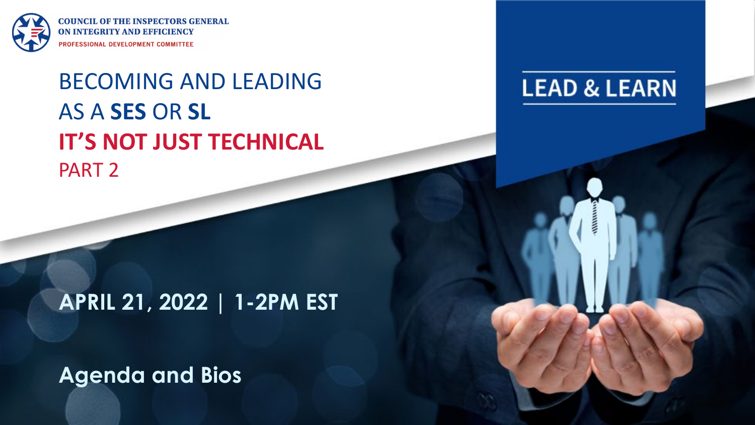**COUNCIL OF THE INSPECTORS GENERAL ON INTEGRITY AND EFFICIENCY**

PROFESSIONAL DEVELOPMENT COMMITTEE

# BECOMING AND LEADING AS A **SES** OR **SL**

## **IT'S NOT JUST TECHNICAL**

PART 2

**LEAD & LEARN**

**APRIL 21, 2022 | 1-2PM EST**

**Agenda and Bios**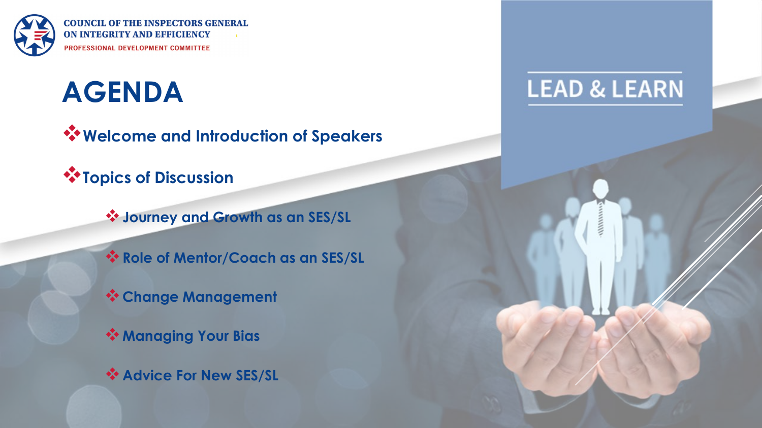COUNCIL OF THE INSPECTORS GENERAL ON INTEGRITY AND EFFICIENCY
PROFESSIONAL DEVELOPMENT COMMITTEE

# AGENDA

LEAD & LEARN

- **Welcome and Introduction of Speakers**
- **Topics of Discussion**
  - **Journey and Growth as an SES/SL**
  - **Role of Mentor/Coach as an SES/SL**
  - **Change Management**
  - **Managing Your Bias**
  - **Advice For New SES/SL**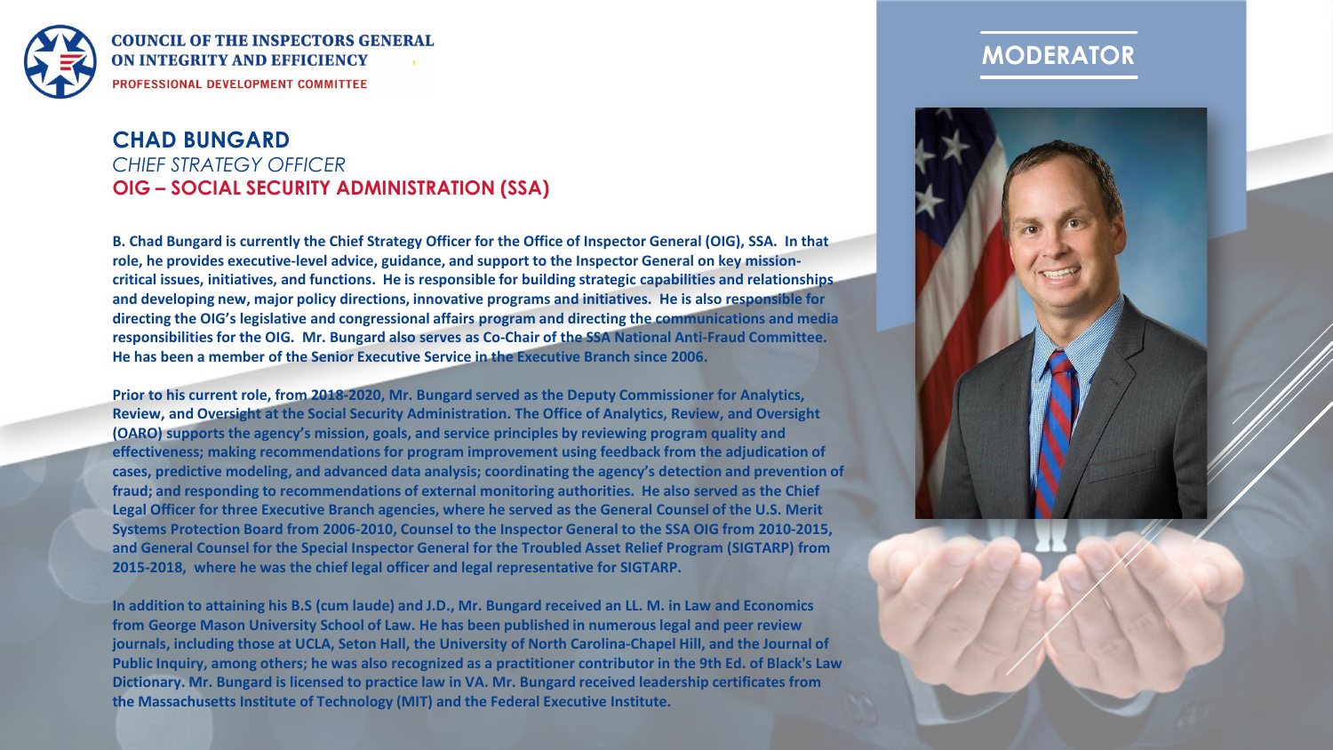COUNCIL OF THE INSPECTORS GENERAL ON INTEGRITY AND EFFICIENCY
PROFESSIONAL DEVELOPMENT COMMITTEE

## MODERATOR

## CHAD BUNGARD

*CHIEF STRATEGY OFFICER*

**OIG – SOCIAL SECURITY ADMINISTRATION (SSA)**

**B. Chad Bungard is currently the Chief Strategy Officer for the Office of Inspector General (OIG), SSA. In that role, he provides executive-level advice, guidance, and support to the Inspector General on key mission-critical issues, initiatives, and functions. He is responsible for building strategic capabilities and relationships and developing new, major policy directions, innovative programs and initiatives. He is also responsible for directing the OIG's legislative and congressional affairs program and directing the communications and media responsibilities for the OIG. Mr. Bungard also serves as Co-Chair of the SSA National Anti-Fraud Committee. He has been a member of the Senior Executive Service in the Executive Branch since 2006.**

**Prior to his current role, from 2018-2020, Mr. Bungard served as the Deputy Commissioner for Analytics, Review, and Oversight at the Social Security Administration. The Office of Analytics, Review, and Oversight (OARO) supports the agency's mission, goals, and service principles by reviewing program quality and effectiveness; making recommendations for program improvement using feedback from the adjudication of cases, predictive modeling, and advanced data analysis; coordinating the agency's detection and prevention of fraud; and responding to recommendations of external monitoring authorities. He also served as the Chief Legal Officer for three Executive Branch agencies, where he served as the General Counsel of the U.S. Merit Systems Protection Board from 2006-2010, Counsel to the Inspector General to the SSA OIG from 2010-2015, and General Counsel for the Special Inspector General for the Troubled Asset Relief Program (SIGTARP) from 2015-2018, where he was the chief legal officer and legal representative for SIGTARP.**

**In addition to attaining his B.S (cum laude) and J.D., Mr. Bungard received an LL. M. in Law and Economics from George Mason University School of Law. He has been published in numerous legal and peer review journals, including those at UCLA, Seton Hall, the University of North Carolina-Chapel Hill, and the Journal of Public Inquiry, among others; he was also recognized as a practitioner contributor in the 9th Ed. of Black's Law Dictionary. Mr. Bungard is licensed to practice law in VA. Mr. Bungard received leadership certificates from the Massachusetts Institute of Technology (MIT) and the Federal Executive Institute.**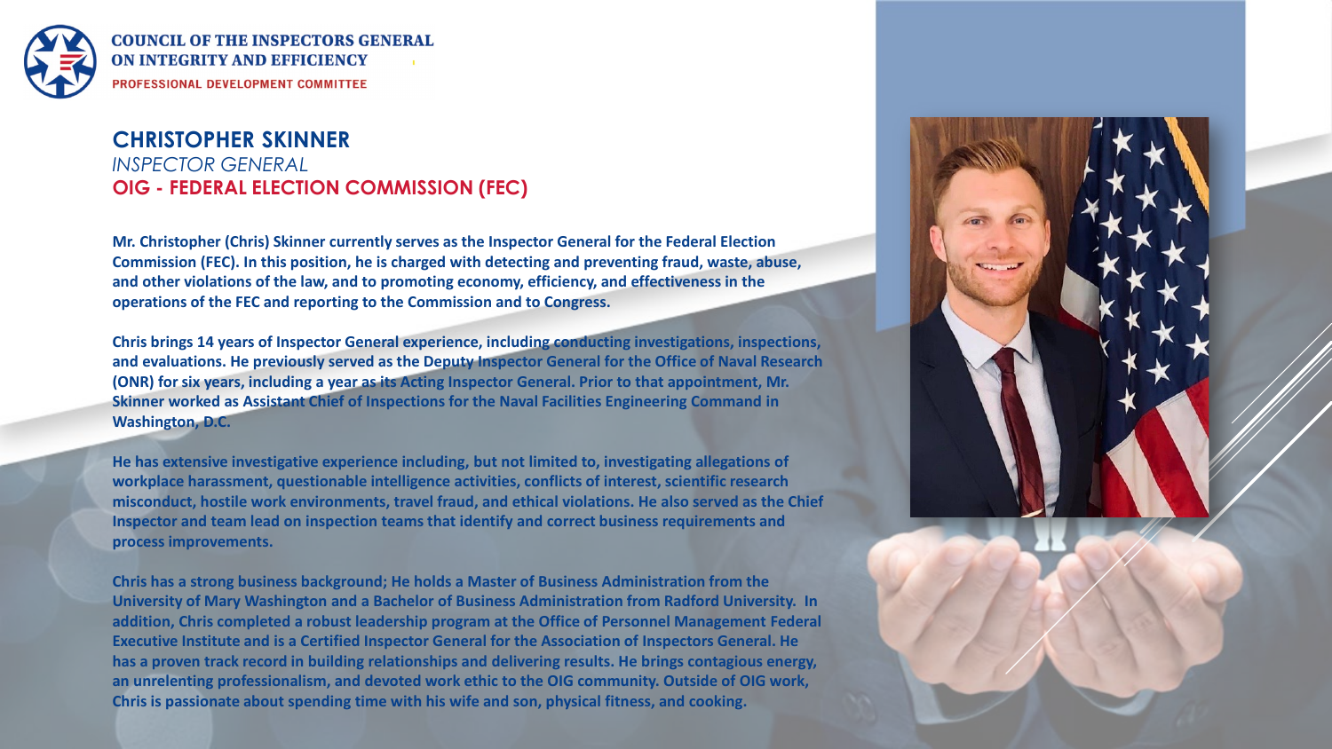COUNCIL OF THE INSPECTORS GENERAL ON INTEGRITY AND EFFICIENCY

PROFESSIONAL DEVELOPMENT COMMITTEE

## CHRISTOPHER SKINNER

*INSPECTOR GENERAL*

**OIG - FEDERAL ELECTION COMMISSION (FEC)**

**Mr. Christopher (Chris) Skinner currently serves as the Inspector General for the Federal Election Commission (FEC). In this position, he is charged with detecting and preventing fraud, waste, abuse, and other violations of the law, and to promoting economy, efficiency, and effectiveness in the operations of the FEC and reporting to the Commission and to Congress.**

**Chris brings 14 years of Inspector General experience, including conducting investigations, inspections, and evaluations. He previously served as the Deputy Inspector General for the Office of Naval Research (ONR) for six years, including a year as its Acting Inspector General. Prior to that appointment, Mr. Skinner worked as Assistant Chief of Inspections for the Naval Facilities Engineering Command in Washington, D.C.**

**He has extensive investigative experience including, but not limited to, investigating allegations of workplace harassment, questionable intelligence activities, conflicts of interest, scientific research misconduct, hostile work environments, travel fraud, and ethical violations. He also served as the Chief Inspector and team lead on inspection teams that identify and correct business requirements and process improvements.**

**Chris has a strong business background; He holds a Master of Business Administration from the University of Mary Washington and a Bachelor of Business Administration from Radford University. In addition, Chris completed a robust leadership program at the Office of Personnel Management Federal Executive Institute and is a Certified Inspector General for the Association of Inspectors General. He has a proven track record in building relationships and delivering results. He brings contagious energy, an unrelenting professionalism, and devoted work ethic to the OIG community. Outside of OIG work, Chris is passionate about spending time with his wife and son, physical fitness, and cooking.**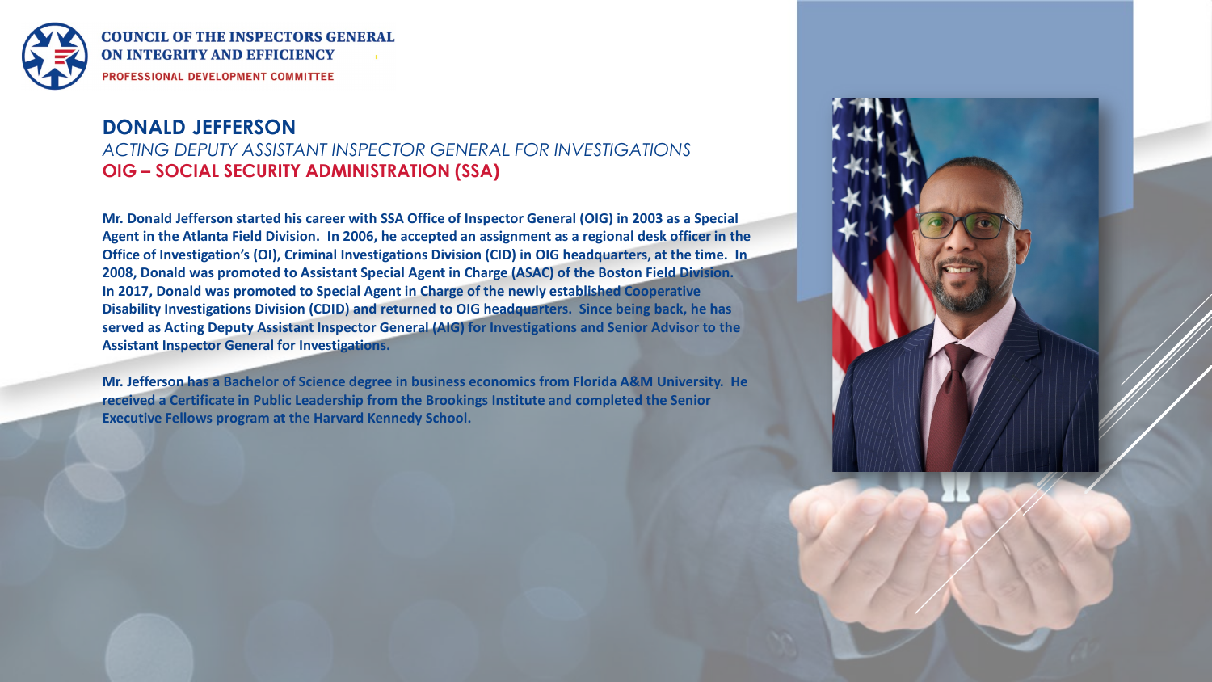COUNCIL OF THE INSPECTORS GENERAL ON INTEGRITY AND EFFICIENCY

PROFESSIONAL DEVELOPMENT COMMITTEE

## DONALD JEFFERSON

*ACTING DEPUTY ASSISTANT INSPECTOR GENERAL FOR INVESTIGATIONS*

**OIG – SOCIAL SECURITY ADMINISTRATION (SSA)**

**Mr. Donald Jefferson started his career with SSA Office of Inspector General (OIG) in 2003 as a Special Agent in the Atlanta Field Division. In 2006, he accepted an assignment as a regional desk officer in the Office of Investigation's (OI), Criminal Investigations Division (CID) in OIG headquarters, at the time. In 2008, Donald was promoted to Assistant Special Agent in Charge (ASAC) of the Boston Field Division. In 2017, Donald was promoted to Special Agent in Charge of the newly established Cooperative Disability Investigations Division (CDID) and returned to OIG headquarters. Since being back, he has served as Acting Deputy Assistant Inspector General (AIG) for Investigations and Senior Advisor to the Assistant Inspector General for Investigations.**

**Mr. Jefferson has a Bachelor of Science degree in business economics from Florida A&M University. He received a Certificate in Public Leadership from the Brookings Institute and completed the Senior Executive Fellows program at the Harvard Kennedy School.**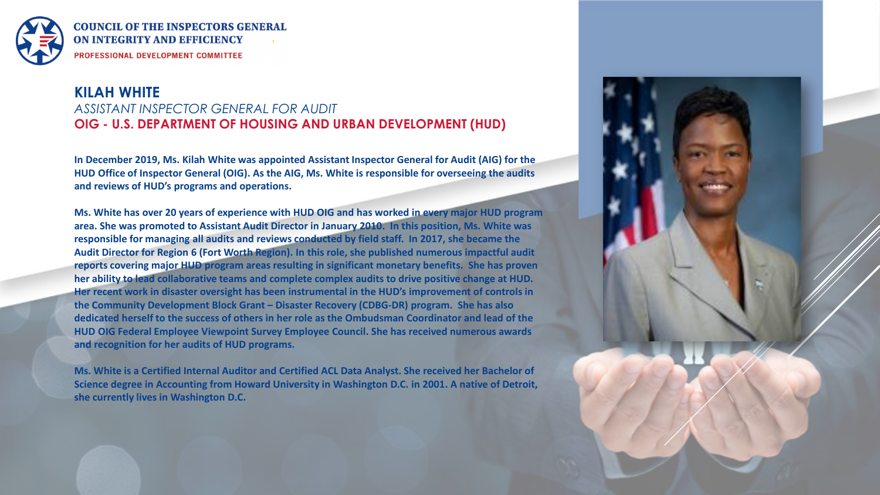COUNCIL OF THE INSPECTORS GENERAL
ON INTEGRITY AND EFFICIENCY
PROFESSIONAL DEVELOPMENT COMMITTEE

# KILAH WHITE

*ASSISTANT INSPECTOR GENERAL FOR AUDIT*

## OIG - U.S. DEPARTMENT OF HOUSING AND URBAN DEVELOPMENT (HUD)

**In December 2019, Ms. Kilah White was appointed Assistant Inspector General for Audit (AIG) for the HUD Office of Inspector General (OIG). As the AIG, Ms. White is responsible for overseeing the audits and reviews of HUD's programs and operations.**

**Ms. White has over 20 years of experience with HUD OIG and has worked in every major HUD program area. She was promoted to Assistant Audit Director in January 2010. In this position, Ms. White was responsible for managing all audits and reviews conducted by field staff. In 2017, she became the Audit Director for Region 6 (Fort Worth Region). In this role, she published numerous impactful audit reports covering major HUD program areas resulting in significant monetary benefits. She has proven her ability to lead collaborative teams and complete complex audits to drive positive change at HUD. Her recent work in disaster oversight has been instrumental in the HUD's improvement of controls in the Community Development Block Grant – Disaster Recovery (CDBG-DR) program. She has also dedicated herself to the success of others in her role as the Ombudsman Coordinator and lead of the HUD OIG Federal Employee Viewpoint Survey Employee Council. She has received numerous awards and recognition for her audits of HUD programs.**

**Ms. White is a Certified Internal Auditor and Certified ACL Data Analyst. She received her Bachelor of Science degree in Accounting from Howard University in Washington D.C. in 2001. A native of Detroit, she currently lives in Washington D.C.**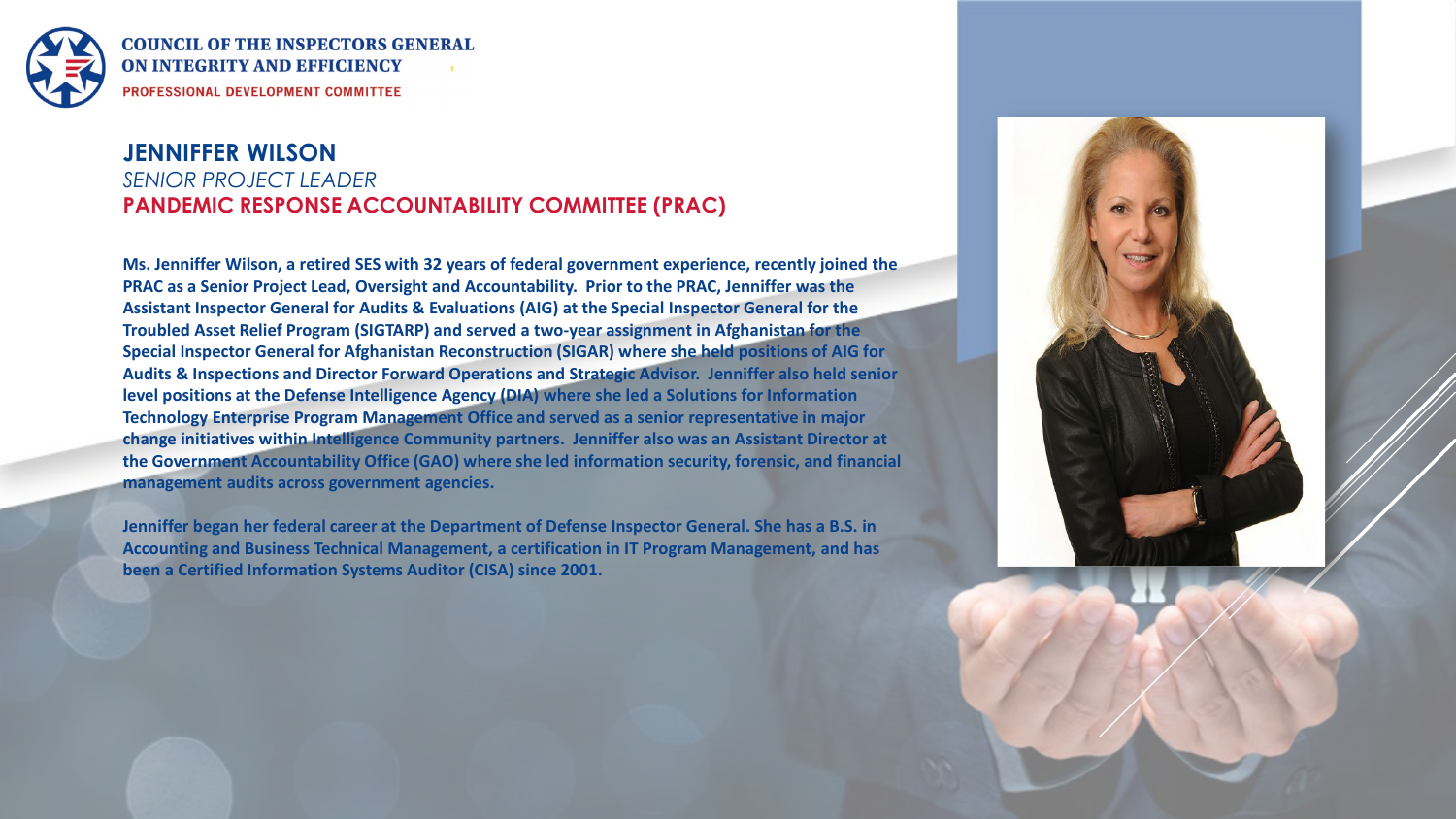**COUNCIL OF THE INSPECTORS GENERAL ON INTEGRITY AND EFFICIENCY**

PROFESSIONAL DEVELOPMENT COMMITTEE

## JENNIFFER WILSON

*SENIOR PROJECT LEADER*

**PANDEMIC RESPONSE ACCOUNTABILITY COMMITTEE (PRAC)**

**Ms. Jenniffer Wilson, a retired SES with 32 years of federal government experience, recently joined the PRAC as a Senior Project Lead, Oversight and Accountability. Prior to the PRAC, Jenniffer was the Assistant Inspector General for Audits & Evaluations (AIG) at the Special Inspector General for the Troubled Asset Relief Program (SIGTARP) and served a two-year assignment in Afghanistan for the Special Inspector General for Afghanistan Reconstruction (SIGAR) where she held positions of AIG for Audits & Inspections and Director Forward Operations and Strategic Advisor. Jenniffer also held senior level positions at the Defense Intelligence Agency (DIA) where she led a Solutions for Information Technology Enterprise Program Management Office and served as a senior representative in major change initiatives within Intelligence Community partners. Jenniffer also was an Assistant Director at the Government Accountability Office (GAO) where she led information security, forensic, and financial management audits across government agencies.**

**Jenniffer began her federal career at the Department of Defense Inspector General. She has a B.S. in Accounting and Business Technical Management, a certification in IT Program Management, and has been a Certified Information Systems Auditor (CISA) since 2001.**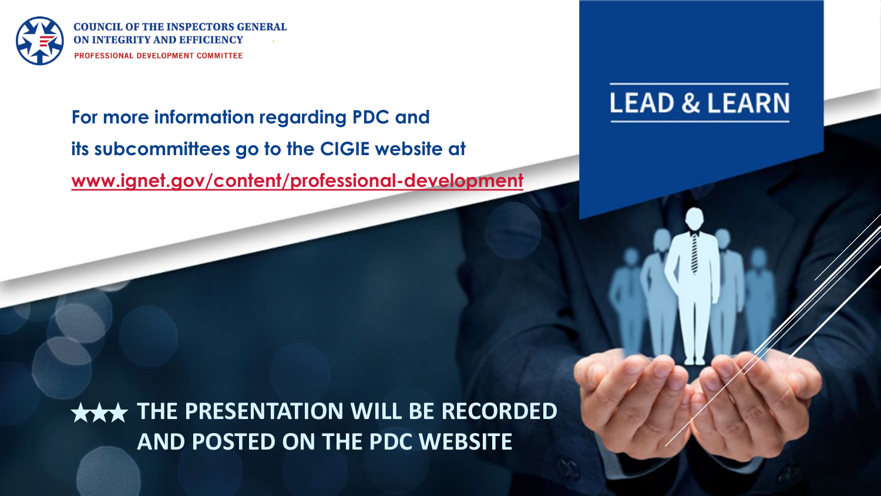COUNCIL OF THE INSPECTORS GENERAL ON INTEGRITY AND EFFICIENCY

PROFESSIONAL DEVELOPMENT COMMITTEE

# LEAD & LEARN

**For more information regarding PDC and its subcommittees go to the CIGIE website at [www.ignet.gov/content/professional-development](www.ignet.gov/content/professional-development)**

★★★ **THE PRESENTATION WILL BE RECORDED AND POSTED ON THE PDC WEBSITE**